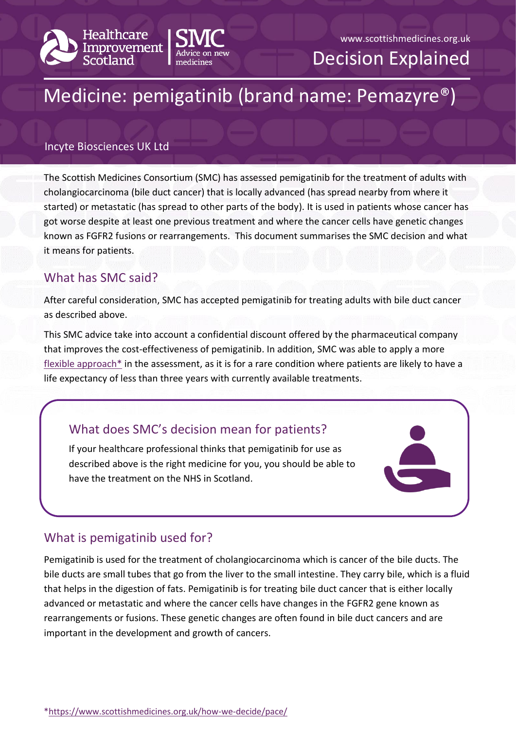Healthcare Improvement Scotland | SMC Advice on new medicines

www.scottishmedicines.org.uk

Decision Explained

# Medicine: pemigatinib (brand name: Pemazyre®)

Incyte Biosciences UK Ltd

The Scottish Medicines Consortium (SMC) has assessed pemigatinib for the treatment of adults with cholangiocarcinoma (bile duct cancer) that is locally advanced (has spread nearby from where it started) or metastatic (has spread to other parts of the body). It is used in patients whose cancer has got worse despite at least one previous treatment and where the cancer cells have genetic changes known as FGFR2 fusions or rearrangements. This document summarises the SMC decision and what it means for patients.

## What has SMC said?

After careful consideration, SMC has accepted pemigatinib for treating adults with bile duct cancer as described above.

This SMC advice take into account a confidential discount offered by the pharmaceutical company that improves the cost-effectiveness of pemigatinib. In addition, SMC was able to apply a more flexible approach* in the assessment, as it is for a rare condition where patients are likely to have a life expectancy of less than three years with currently available treatments.

## What does SMC's decision mean for patients?

If your healthcare professional thinks that pemigatinib for use as described above is the right medicine for you, you should be able to have the treatment on the NHS in Scotland.

## What is pemigatinib used for?

Pemigatinib is used for the treatment of cholangiocarcinoma which is cancer of the bile ducts. The bile ducts are small tubes that go from the liver to the small intestine. They carry bile, which is a fluid that helps in the digestion of fats. Pemigatinib is for treating bile duct cancer that is either locally advanced or metastatic and where the cancer cells have changes in the FGFR2 gene known as rearrangements or fusions. These genetic changes are often found in bile duct cancers and are important in the development and growth of cancers.

*https://www.scottishmedicines.org.uk/how-we-decide/pace/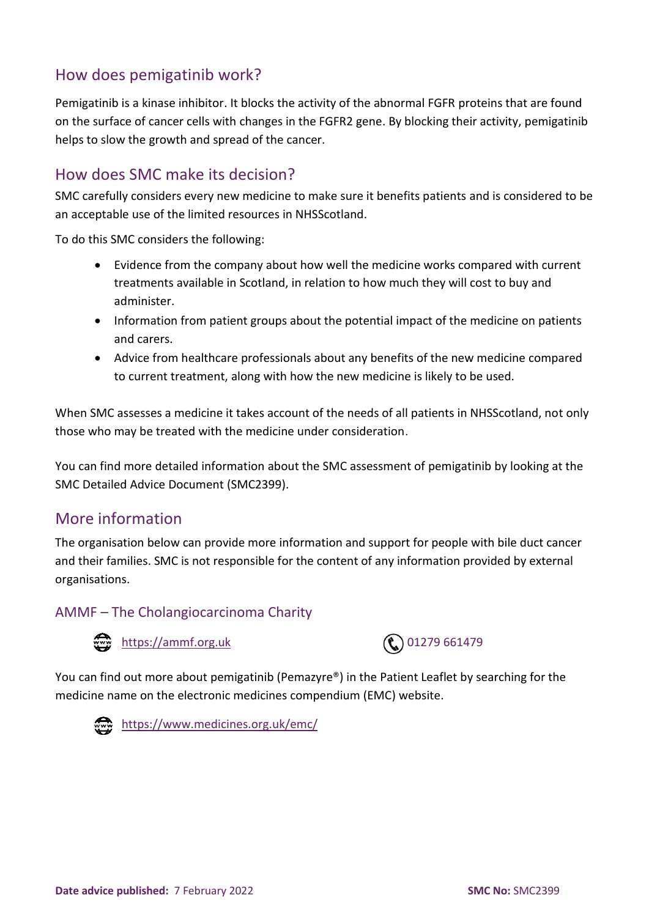## How does pemigatinib work?

Pemigatinib is a kinase inhibitor. It blocks the activity of the abnormal FGFR proteins that are found on the surface of cancer cells with changes in the FGFR2 gene. By blocking their activity, pemigatinib helps to slow the growth and spread of the cancer.

## How does SMC make its decision?

SMC carefully considers every new medicine to make sure it benefits patients and is considered to be an acceptable use of the limited resources in NHSScotland.

To do this SMC considers the following:

- Evidence from the company about how well the medicine works compared with current treatments available in Scotland, in relation to how much they will cost to buy and administer.
- Information from patient groups about the potential impact of the medicine on patients and carers.
- Advice from healthcare professionals about any benefits of the new medicine compared to current treatment, along with how the new medicine is likely to be used.

When SMC assesses a medicine it takes account of the needs of all patients in NHSScotland, not only those who may be treated with the medicine under consideration.

You can find more detailed information about the SMC assessment of pemigatinib by looking at the SMC Detailed Advice Document (SMC2399).

## More information

The organisation below can provide more information and support for people with bile duct cancer and their families. SMC is not responsible for the content of any information provided by external organisations.

### AMMF – The Cholangiocarcinoma Charity

https://ammf.org.uk

01279 661479

You can find out more about pemigatinib (Pemazyre®) in the Patient Leaflet by searching for the medicine name on the electronic medicines compendium (EMC) website.

https://www.medicines.org.uk/emc/

**Date advice published:** 7 February 2022

**SMC No:** SMC2399